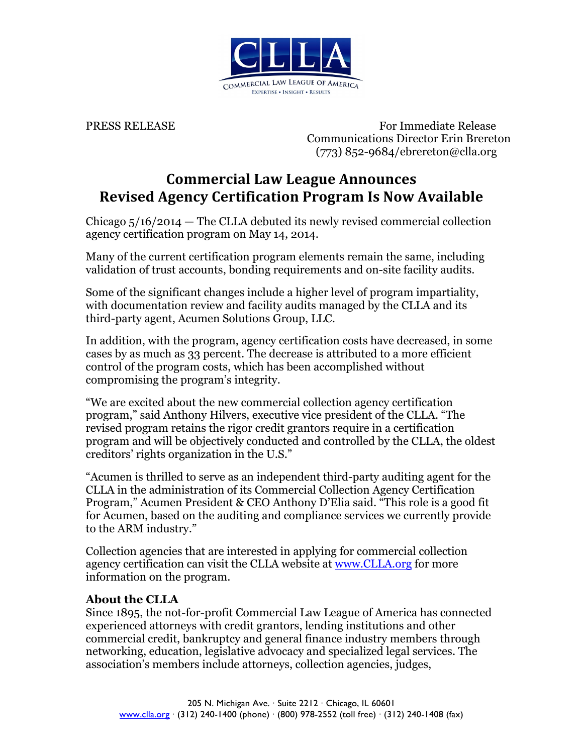PRESS RELEASE

For Immediate Release
Communications Director Erin Brereton
(773) 852-9684/ebrereton@clla.org

# Commercial Law League Announces Revised Agency Certification Program Is Now Available

Chicago 5/16/2014 — The CLLA debuted its newly revised commercial collection agency certification program on May 14, 2014.

Many of the current certification program elements remain the same, including validation of trust accounts, bonding requirements and on-site facility audits.

Some of the significant changes include a higher level of program impartiality, with documentation review and facility audits managed by the CLLA and its third-party agent, Acumen Solutions Group, LLC.

In addition, with the program, agency certification costs have decreased, in some cases by as much as 33 percent. The decrease is attributed to a more efficient control of the program costs, which has been accomplished without compromising the program's integrity.

"We are excited about the new commercial collection agency certification program," said Anthony Hilvers, executive vice president of the CLLA. "The revised program retains the rigor credit grantors require in a certification program and will be objectively conducted and controlled by the CLLA, the oldest creditors' rights organization in the U.S."

"Acumen is thrilled to serve as an independent third-party auditing agent for the CLLA in the administration of its Commercial Collection Agency Certification Program," Acumen President & CEO Anthony D'Elia said. "This role is a good fit for Acumen, based on the auditing and compliance services we currently provide to the ARM industry."

Collection agencies that are interested in applying for commercial collection agency certification can visit the CLLA website at www.CLLA.org for more information on the program.

**About the CLLA**

Since 1895, the not-for-profit Commercial Law League of America has connected experienced attorneys with credit grantors, lending institutions and other commercial credit, bankruptcy and general finance industry members through networking, education, legislative advocacy and specialized legal services. The association's members include attorneys, collection agencies, judges,

205 N. Michigan Ave. · Suite 2212 · Chicago, IL 60601
www.clla.org · (312) 240-1400 (phone) · (800) 978-2552 (toll free) · (312) 240-1408 (fax)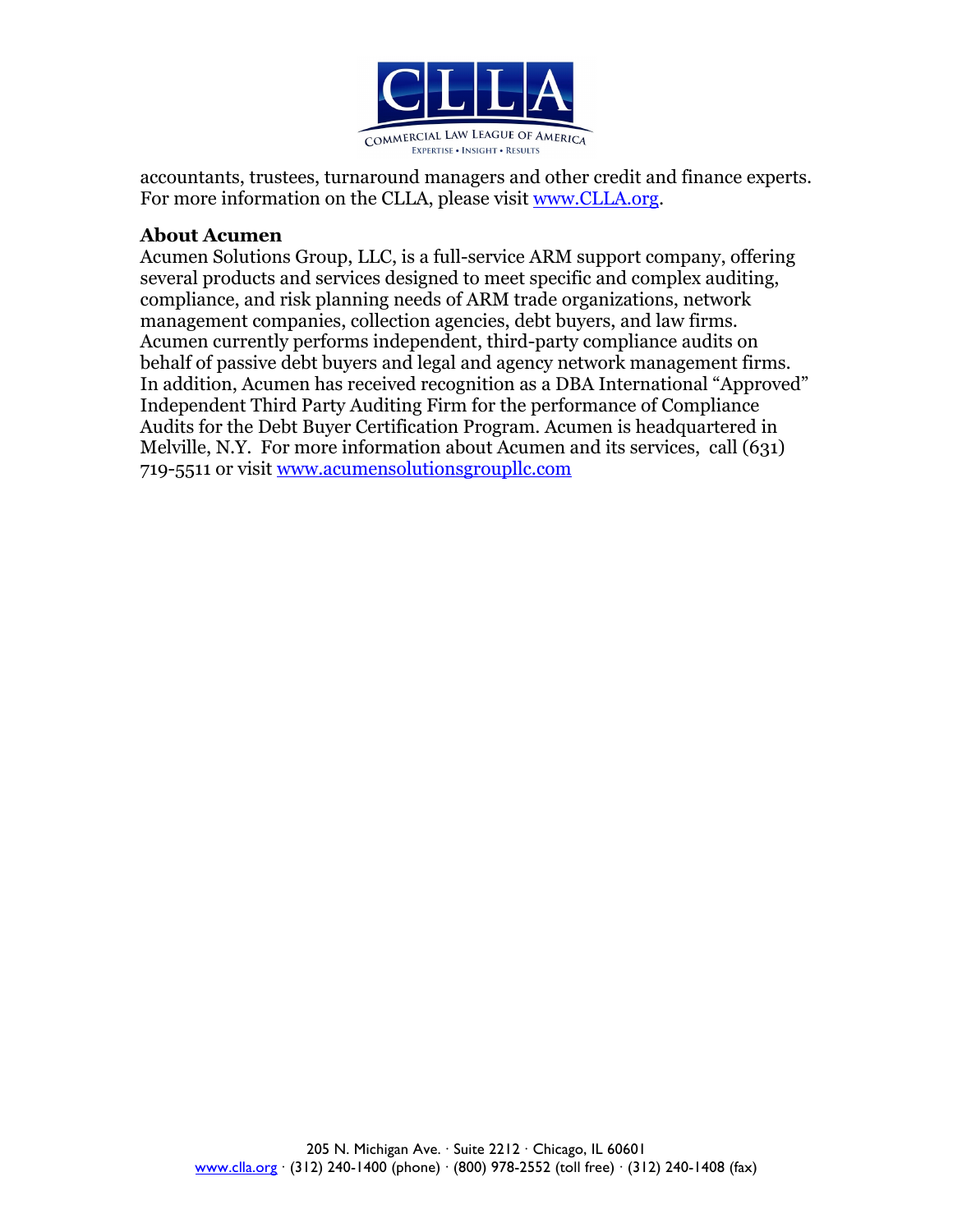accountants, trustees, turnaround managers and other credit and finance experts. For more information on the CLLA, please visit [www.CLLA.org](http://www.CLLA.org).

**About Acumen**

Acumen Solutions Group, LLC, is a full-service ARM support company, offering several products and services designed to meet specific and complex auditing, compliance, and risk planning needs of ARM trade organizations, network management companies, collection agencies, debt buyers, and law firms. Acumen currently performs independent, third-party compliance audits on behalf of passive debt buyers and legal and agency network management firms. In addition, Acumen has received recognition as a DBA International "Approved" Independent Third Party Auditing Firm for the performance of Compliance Audits for the Debt Buyer Certification Program. Acumen is headquartered in Melville, N.Y. For more information about Acumen and its services, call (631) 719-5511 or visit [www.acumensolutionsgroupllc.com](http://www.acumensolutionsgroupllc.com)